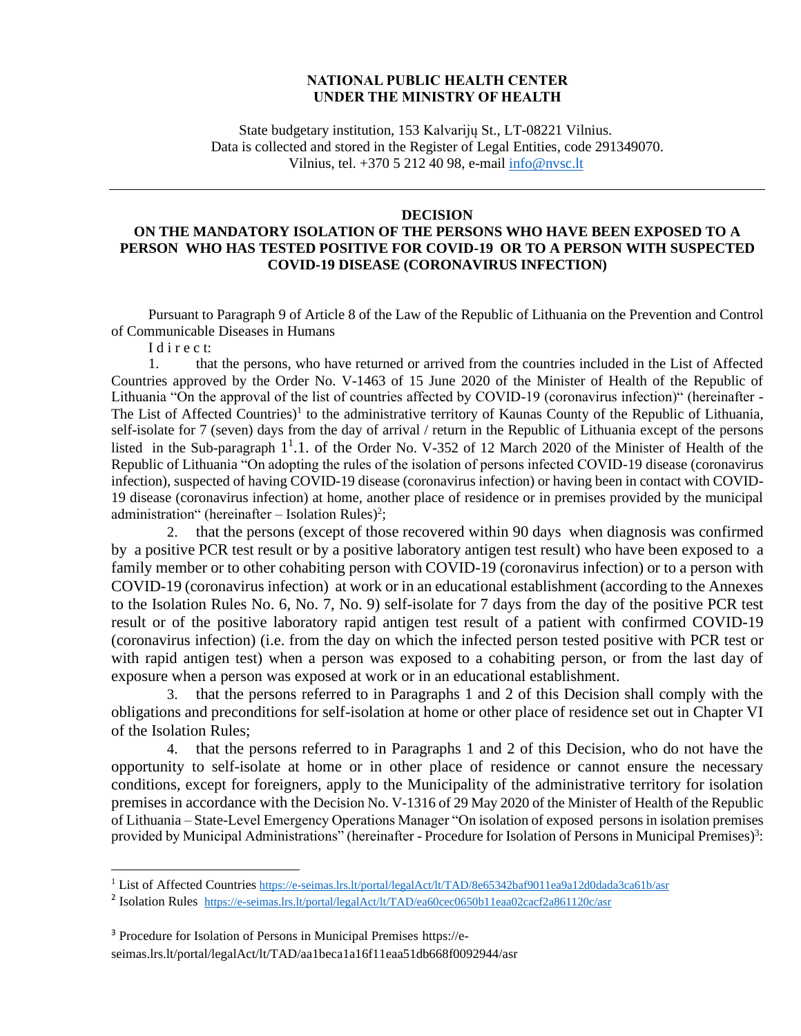**NATIONAL PUBLIC HEALTH CENTER**
**UNDER THE MINISTRY OF HEALTH**

State budgetary institution, 153 Kalvarijų St., LT-08221 Vilnius.
Data is collected and stored in the Register of Legal Entities, code 291349070.
Vilnius, tel. +370 5 212 40 98, e-mail info@nvsc.lt

---

# DECISION
# ON THE MANDATORY ISOLATION OF THE PERSONS WHO HAVE BEEN EXPOSED TO A PERSON WHO HAS TESTED POSITIVE FOR COVID-19 OR TO A PERSON WITH SUSPECTED COVID-19 DISEASE (CORONAVIRUS INFECTION)

Pursuant to Paragraph 9 of Article 8 of the Law of the Republic of Lithuania on the Prevention and Control of Communicable Diseases in Humans

I d i r e c t:

1. that the persons, who have returned or arrived from the countries included in the List of Affected Countries approved by the Order No. V-1463 of 15 June 2020 of the Minister of Health of the Republic of Lithuania "On the approval of the list of countries affected by COVID-19 (coronavirus infection)" (hereinafter - The List of Affected Countries)[1] to the administrative territory of Kaunas County of the Republic of Lithuania, self-isolate for 7 (seven) days from the day of arrival / return in the Republic of Lithuania except of the persons listed in the Sub-paragraph $1^1$.1. of the Order No. V-352 of 12 March 2020 of the Minister of Health of the Republic of Lithuania "On adopting the rules of the isolation of persons infected COVID-19 disease (coronavirus infection), suspected of having COVID-19 disease (coronavirus infection) or having been in contact with COVID-19 disease (coronavirus infection) at home, another place of residence or in premises provided by the municipal administration" (hereinafter – Isolation Rules)[2];

2. that the persons (except of those recovered within 90 days when diagnosis was confirmed by a positive PCR test result or by a positive laboratory antigen test result) who have been exposed to a family member or to other cohabiting person with COVID-19 (coronavirus infection) or to a person with COVID-19 (coronavirus infection) at work or in an educational establishment (according to the Annexes to the Isolation Rules No. 6, No. 7, No. 9) self-isolate for 7 days from the day of the positive PCR test result or of the positive laboratory rapid antigen test result of a patient with confirmed COVID-19 (coronavirus infection) (i.e. from the day on which the infected person tested positive with PCR test or with rapid antigen test) when a person was exposed to a cohabiting person, or from the last day of exposure when a person was exposed at work or in an educational establishment.

3. that the persons referred to in Paragraphs 1 and 2 of this Decision shall comply with the obligations and preconditions for self-isolation at home or other place of residence set out in Chapter VI of the Isolation Rules;

4. that the persons referred to in Paragraphs 1 and 2 of this Decision, who do not have the opportunity to self-isolate at home or in other place of residence or cannot ensure the necessary conditions, except for foreigners, apply to the Municipality of the administrative territory for isolation premises in accordance with the Decision No. V-1316 of 29 May 2020 of the Minister of Health of the Republic of Lithuania – State-Level Emergency Operations Manager "On isolation of exposed persons in isolation premises provided by Municipal Administrations" (hereinafter - Procedure for Isolation of Persons in Municipal Premises)[3]:

---

[1] List of Affected Countries https://e-seimas.lrs.lt/portal/legalAct/lt/TAD/8e65342baf9011ea9a12d0dada3ca61b/asr

[2] Isolation Rules https://e-seimas.lrs.lt/portal/legalAct/lt/TAD/ea60cec0650b11eaa02cacf2a861120c/asr

[3] Procedure for Isolation of Persons in Municipal Premises https://e-seimas.lrs.lt/portal/legalAct/lt/TAD/aa1beca1a16f11eaa51db668f0092944/asr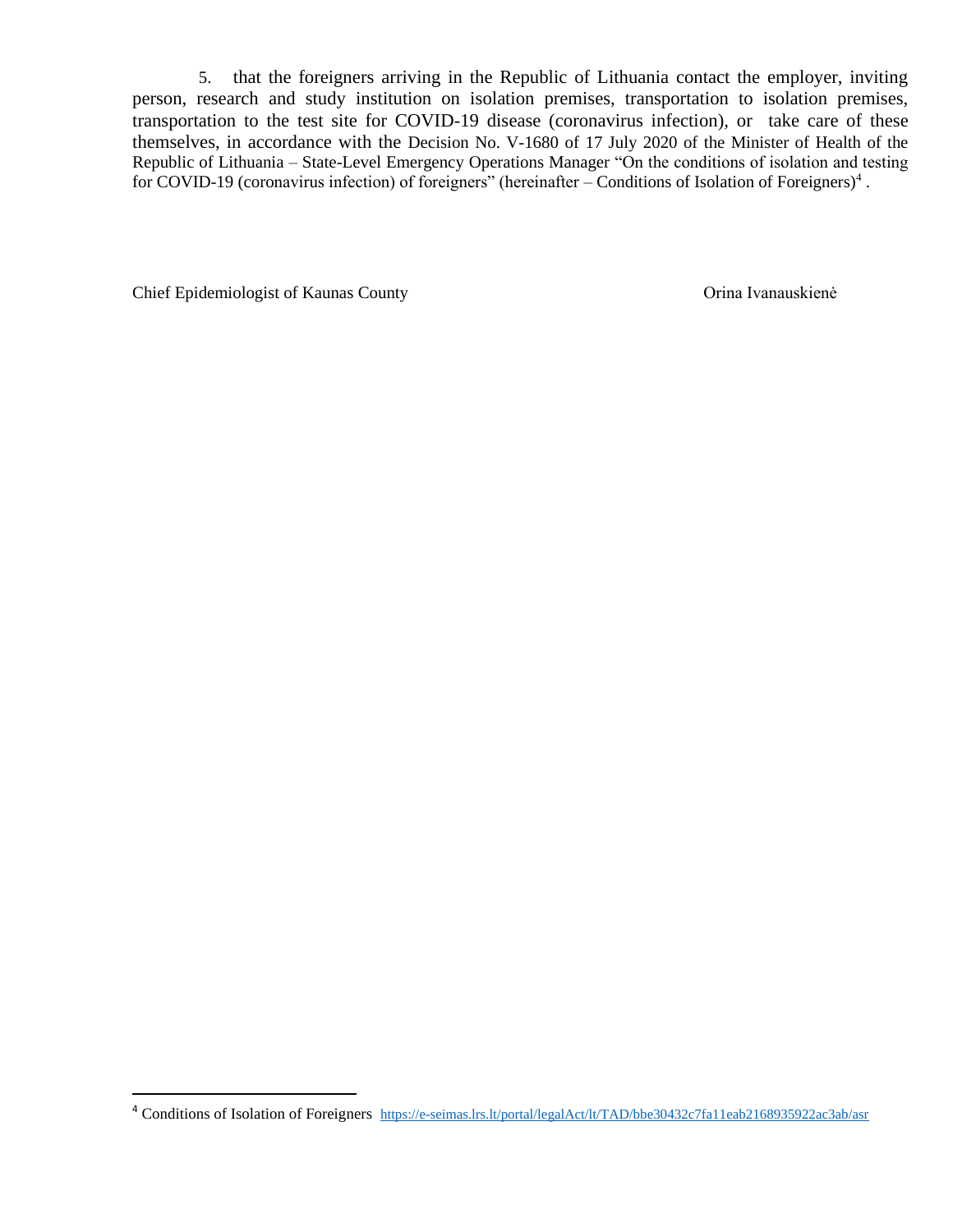5. that the foreigners arriving in the Republic of Lithuania contact the employer, inviting person, research and study institution on isolation premises, transportation to isolation premises, transportation to the test site for COVID-19 disease (coronavirus infection), or take care of these themselves, in accordance with the Decision No. V-1680 of 17 July 2020 of the Minister of Health of the Republic of Lithuania – State-Level Emergency Operations Manager "On the conditions of isolation and testing for COVID-19 (coronavirus infection) of foreigners" (hereinafter – Conditions of Isolation of Foreigners)[4] .

Chief Epidemiologist of Kaunas County Orina Ivanauskienė

[4] Conditions of Isolation of Foreigners https://e-seimas.lrs.lt/portal/legalAct/lt/TAD/bbe30432c7fa11eab2168935922ac3ab/asr